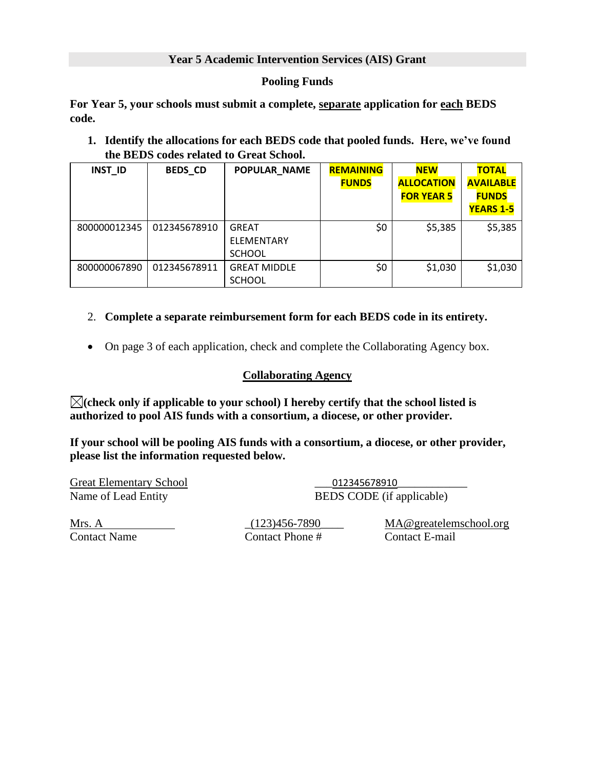## Year 5 Academic Intervention Services (AIS) Grant

### Pooling Funds

**For Year 5, your schools must submit a complete, <u>separate</u> application for <u>each</u> BEDS code.**

1. **Identify the allocations for each BEDS code that pooled funds. Here, we've found the BEDS codes related to Great School.**

| INST_ID | BEDS_CD | POPULAR_NAME | REMAINING FUNDS | NEW ALLOCATION FOR YEAR 5 | TOTAL AVAILABLE FUNDS YEARS 1-5 |
|---|---|---|---|---|---|
| 800000012345 | 012345678910 | GREAT ELEMENTARY SCHOOL | $0 | $5,385 | $5,385 |
| 800000067890 | 012345678911 | GREAT MIDDLE SCHOOL | $0 | $1,030 | $1,030 |

2. **Complete a separate reimbursement form for each BEDS code in its entirety.**

- On page 3 of each application, check and complete the Collaborating Agency box.

### <u>Collaborating Agency</u>

☒**(check only if applicable to your school) I hereby certify that the school listed is authorized to pool AIS funds with a consortium, a diocese, or other provider.**

**If your school will be pooling AIS funds with a consortium, a diocese, or other provider, please list the information requested below.**

Great Elementary School
Name of Lead Entity

012345678910
BEDS CODE (if applicable)

Mrs. A
Contact Name

(123)456-7890
Contact Phone #

MA@greatelemschool.org
Contact E-mail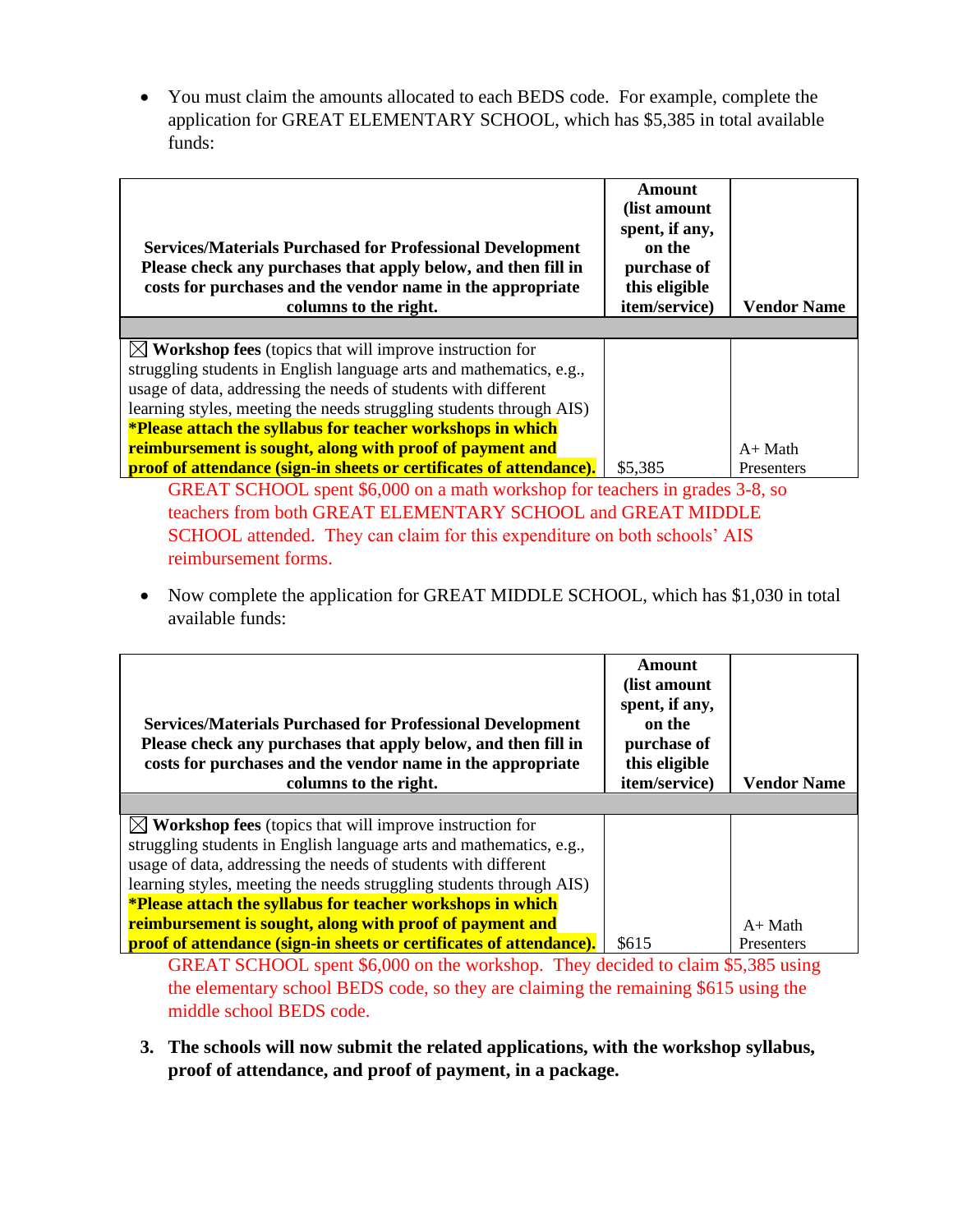- You must claim the amounts allocated to each BEDS code. For example, complete the application for GREAT ELEMENTARY SCHOOL, which has $5,385 in total available funds:

| Services/Materials Purchased for Professional Development Please check any purchases that apply below, and then fill in costs for purchases and the vendor name in the appropriate columns to the right. | Amount (list amount spent, if any, on the purchase of this eligible item/service) | Vendor Name |
|---|---|---|
| | | |
| ☒ **Workshop fees** (topics that will improve instruction for struggling students in English language arts and mathematics, e.g., usage of data, addressing the needs of students with different learning styles, meeting the needs struggling students through AIS) **\*Please attach the syllabus for teacher workshops in which reimbursement is sought, along with proof of payment and proof of attendance (sign-in sheets or certificates of attendance).** | $5,385 | A+ Math Presenters |

GREAT SCHOOL spent $6,000 on a math workshop for teachers in grades 3-8, so teachers from both GREAT ELEMENTARY SCHOOL and GREAT MIDDLE SCHOOL attended. They can claim for this expenditure on both schools' AIS reimbursement forms.

- Now complete the application for GREAT MIDDLE SCHOOL, which has $1,030 in total available funds:

| Services/Materials Purchased for Professional Development Please check any purchases that apply below, and then fill in costs for purchases and the vendor name in the appropriate columns to the right. | Amount (list amount spent, if any, on the purchase of this eligible item/service) | Vendor Name |
|---|---|---|
| | | |
| ☒ **Workshop fees** (topics that will improve instruction for struggling students in English language arts and mathematics, e.g., usage of data, addressing the needs of students with different learning styles, meeting the needs struggling students through AIS) **\*Please attach the syllabus for teacher workshops in which reimbursement is sought, along with proof of payment and proof of attendance (sign-in sheets or certificates of attendance).** | $615 | A+ Math Presenters |

GREAT SCHOOL spent $6,000 on the workshop. They decided to claim $5,385 using the elementary school BEDS code, so they are claiming the remaining $615 using the middle school BEDS code.

3. **The schools will now submit the related applications, with the workshop syllabus, proof of attendance, and proof of payment, in a package.**